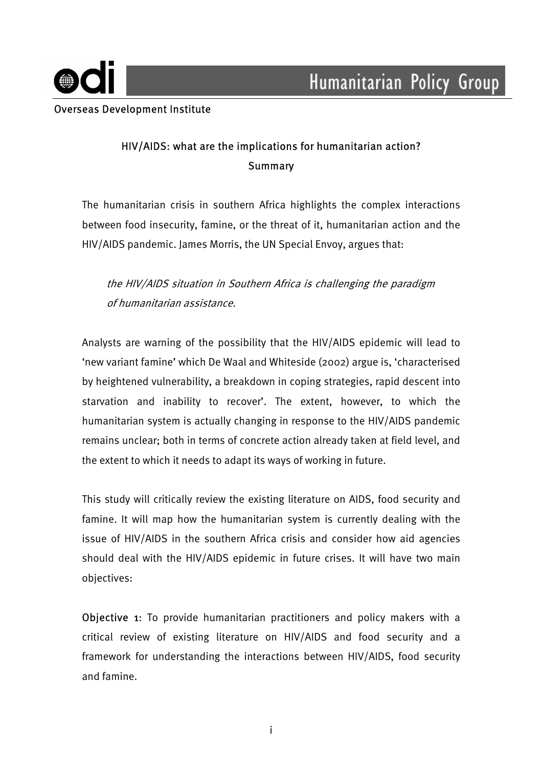Overseas Development Institute

Humanitarian Policy Group

# HIV/AIDS: what are the implications for humanitarian action?

## Summary

The humanitarian crisis in southern Africa highlights the complex interactions between food insecurity, famine, or the threat of it, humanitarian action and the HIV/AIDS pandemic. James Morris, the UN Special Envoy, argues that:

> *the HIV/AIDS situation in Southern Africa is challenging the paradigm of humanitarian assistance.*

Analysts are warning of the possibility that the HIV/AIDS epidemic will lead to 'new variant famine' which De Waal and Whiteside (2002) argue is, 'characterised by heightened vulnerability, a breakdown in coping strategies, rapid descent into starvation and inability to recover'. The extent, however, to which the humanitarian system is actually changing in response to the HIV/AIDS pandemic remains unclear; both in terms of concrete action already taken at field level, and the extent to which it needs to adapt its ways of working in future.

This study will critically review the existing literature on AIDS, food security and famine. It will map how the humanitarian system is currently dealing with the issue of HIV/AIDS in the southern Africa crisis and consider how aid agencies should deal with the HIV/AIDS epidemic in future crises. It will have two main objectives:

**Objective 1**: To provide humanitarian practitioners and policy makers with a critical review of existing literature on HIV/AIDS and food security and a framework for understanding the interactions between HIV/AIDS, food security and famine.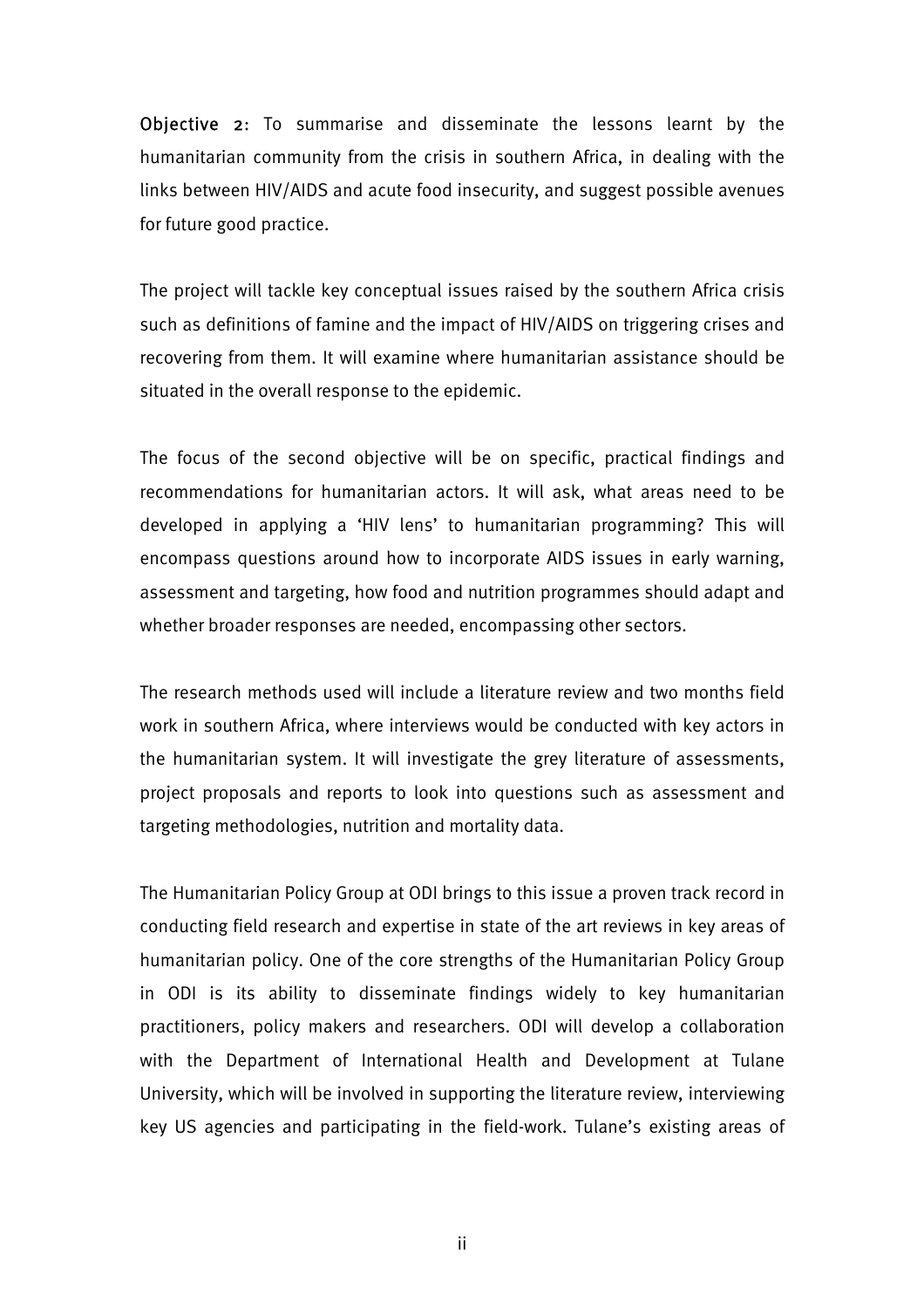**Objective 2**: To summarise and disseminate the lessons learnt by the humanitarian community from the crisis in southern Africa, in dealing with the links between HIV/AIDS and acute food insecurity, and suggest possible avenues for future good practice.

The project will tackle key conceptual issues raised by the southern Africa crisis such as definitions of famine and the impact of HIV/AIDS on triggering crises and recovering from them. It will examine where humanitarian assistance should be situated in the overall response to the epidemic.

The focus of the second objective will be on specific, practical findings and recommendations for humanitarian actors. It will ask, what areas need to be developed in applying a 'HIV lens' to humanitarian programming? This will encompass questions around how to incorporate AIDS issues in early warning, assessment and targeting, how food and nutrition programmes should adapt and whether broader responses are needed, encompassing other sectors.

The research methods used will include a literature review and two months field work in southern Africa, where interviews would be conducted with key actors in the humanitarian system. It will investigate the grey literature of assessments, project proposals and reports to look into questions such as assessment and targeting methodologies, nutrition and mortality data.

The Humanitarian Policy Group at ODI brings to this issue a proven track record in conducting field research and expertise in state of the art reviews in key areas of humanitarian policy. One of the core strengths of the Humanitarian Policy Group in ODI is its ability to disseminate findings widely to key humanitarian practitioners, policy makers and researchers. ODI will develop a collaboration with the Department of International Health and Development at Tulane University, which will be involved in supporting the literature review, interviewing key US agencies and participating in the field-work. Tulane's existing areas of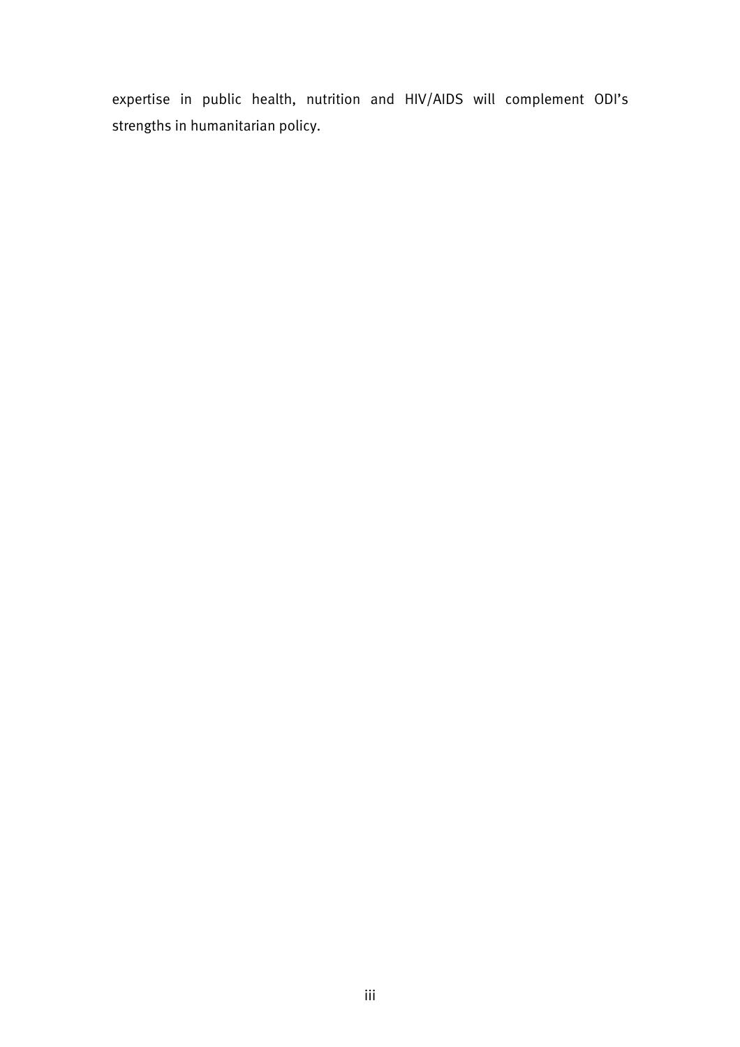expertise in public health, nutrition and HIV/AIDS will complement ODI's strengths in humanitarian policy.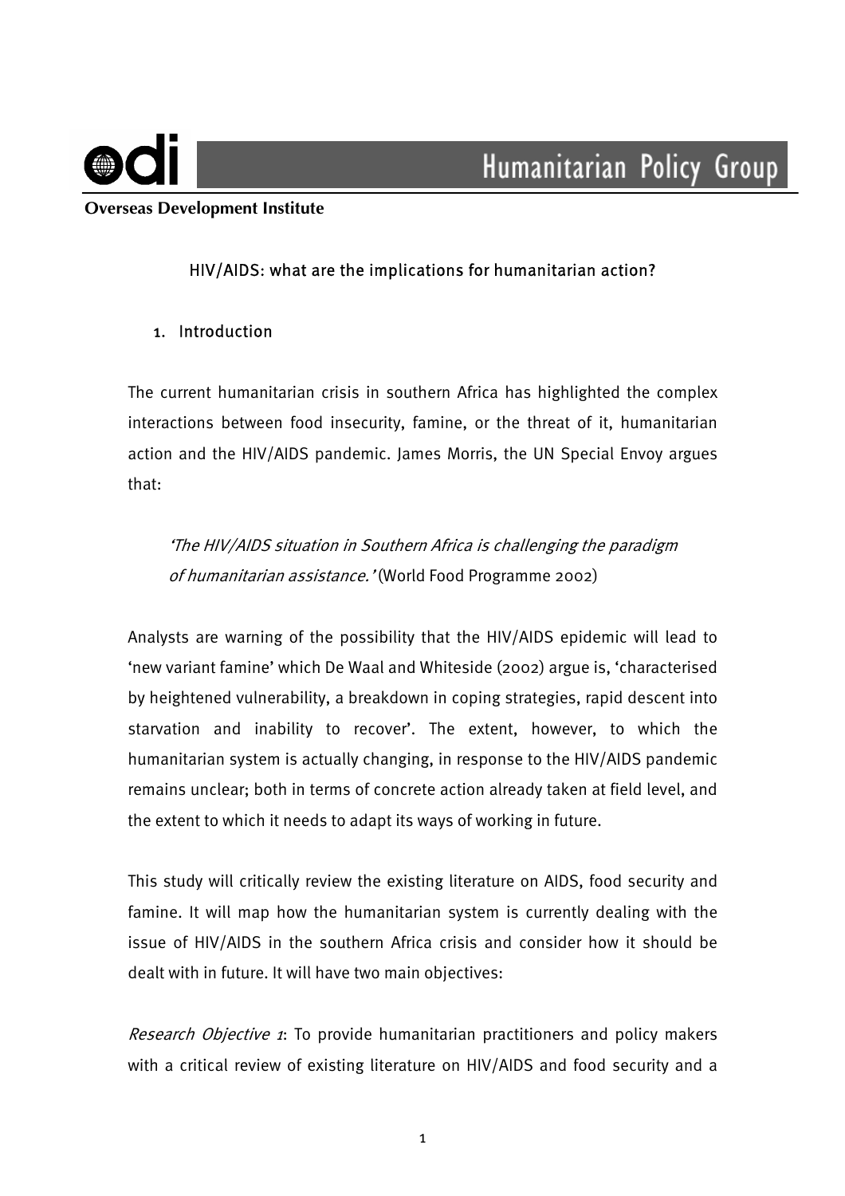**Overseas Development Institute**

Humanitarian Policy Group

## HIV/AIDS: what are the implications for humanitarian action?

### 1. Introduction

The current humanitarian crisis in southern Africa has highlighted the complex interactions between food insecurity, famine, or the threat of it, humanitarian action and the HIV/AIDS pandemic. James Morris, the UN Special Envoy argues that:

> *'The HIV/AIDS situation in Southern Africa is challenging the paradigm of humanitarian assistance.'* (World Food Programme 2002)

Analysts are warning of the possibility that the HIV/AIDS epidemic will lead to 'new variant famine' which De Waal and Whiteside (2002) argue is, 'characterised by heightened vulnerability, a breakdown in coping strategies, rapid descent into starvation and inability to recover'. The extent, however, to which the humanitarian system is actually changing, in response to the HIV/AIDS pandemic remains unclear; both in terms of concrete action already taken at field level, and the extent to which it needs to adapt its ways of working in future.

This study will critically review the existing literature on AIDS, food security and famine. It will map how the humanitarian system is currently dealing with the issue of HIV/AIDS in the southern Africa crisis and consider how it should be dealt with in future. It will have two main objectives:

*Research Objective 1*: To provide humanitarian practitioners and policy makers with a critical review of existing literature on HIV/AIDS and food security and a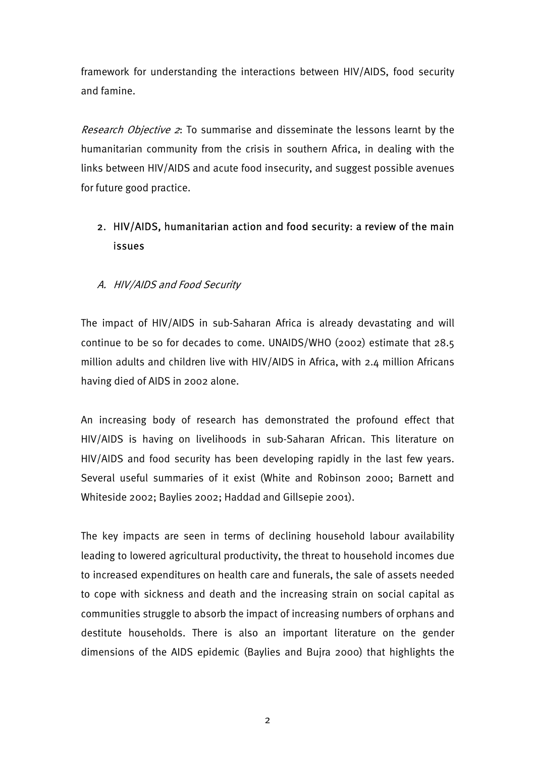framework for understanding the interactions between HIV/AIDS, food security and famine.

*Research Objective 2*: To summarise and disseminate the lessons learnt by the humanitarian community from the crisis in southern Africa, in dealing with the links between HIV/AIDS and acute food insecurity, and suggest possible avenues for future good practice.

## 2. HIV/AIDS, humanitarian action and food security: a review of the main issues

### *A. HIV/AIDS and Food Security*

The impact of HIV/AIDS in sub-Saharan Africa is already devastating and will continue to be so for decades to come. UNAIDS/WHO (2002) estimate that 28.5 million adults and children live with HIV/AIDS in Africa, with 2.4 million Africans having died of AIDS in 2002 alone.

An increasing body of research has demonstrated the profound effect that HIV/AIDS is having on livelihoods in sub-Saharan African. This literature on HIV/AIDS and food security has been developing rapidly in the last few years. Several useful summaries of it exist (White and Robinson 2000; Barnett and Whiteside 2002; Baylies 2002; Haddad and Gillsepie 2001).

The key impacts are seen in terms of declining household labour availability leading to lowered agricultural productivity, the threat to household incomes due to increased expenditures on health care and funerals, the sale of assets needed to cope with sickness and death and the increasing strain on social capital as communities struggle to absorb the impact of increasing numbers of orphans and destitute households. There is also an important literature on the gender dimensions of the AIDS epidemic (Baylies and Bujra 2000) that highlights the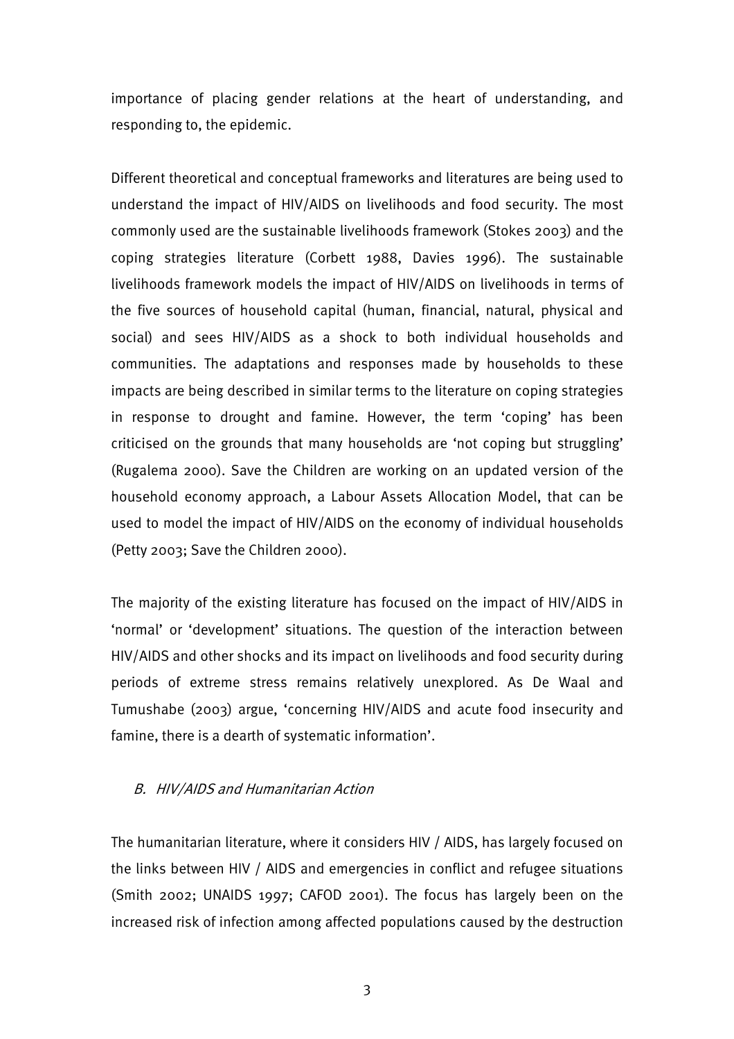importance of placing gender relations at the heart of understanding, and responding to, the epidemic.

Different theoretical and conceptual frameworks and literatures are being used to understand the impact of HIV/AIDS on livelihoods and food security. The most commonly used are the sustainable livelihoods framework (Stokes 2003) and the coping strategies literature (Corbett 1988, Davies 1996). The sustainable livelihoods framework models the impact of HIV/AIDS on livelihoods in terms of the five sources of household capital (human, financial, natural, physical and social) and sees HIV/AIDS as a shock to both individual households and communities. The adaptations and responses made by households to these impacts are being described in similar terms to the literature on coping strategies in response to drought and famine. However, the term 'coping' has been criticised on the grounds that many households are 'not coping but struggling' (Rugalema 2000). Save the Children are working on an updated version of the household economy approach, a Labour Assets Allocation Model, that can be used to model the impact of HIV/AIDS on the economy of individual households (Petty 2003; Save the Children 2000).

The majority of the existing literature has focused on the impact of HIV/AIDS in 'normal' or 'development' situations. The question of the interaction between HIV/AIDS and other shocks and its impact on livelihoods and food security during periods of extreme stress remains relatively unexplored. As De Waal and Tumushabe (2003) argue, 'concerning HIV/AIDS and acute food insecurity and famine, there is a dearth of systematic information'.

### *B. HIV/AIDS and Humanitarian Action*

The humanitarian literature, where it considers HIV / AIDS, has largely focused on the links between HIV / AIDS and emergencies in conflict and refugee situations (Smith 2002; UNAIDS 1997; CAFOD 2001). The focus has largely been on the increased risk of infection among affected populations caused by the destruction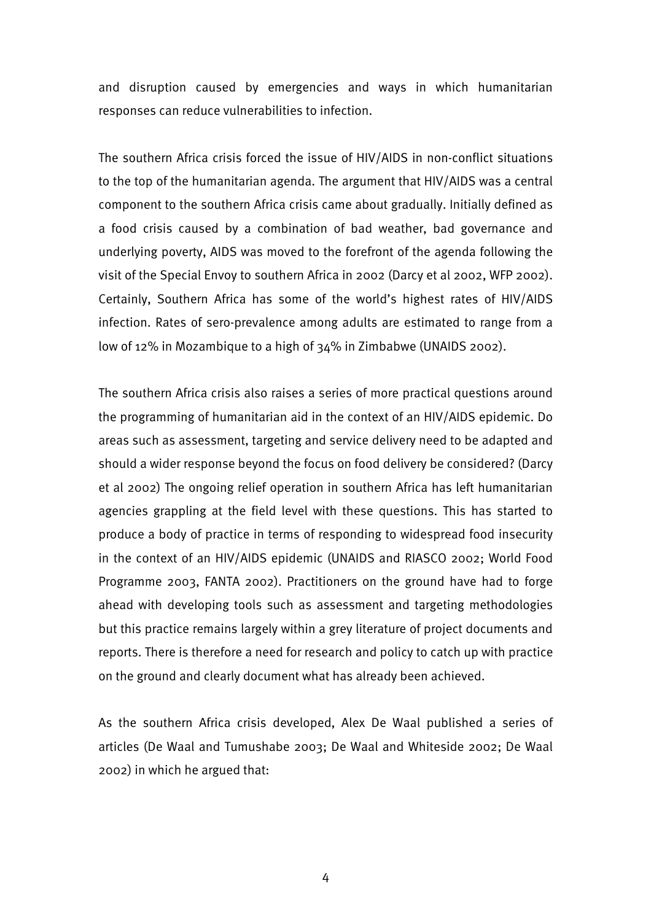and disruption caused by emergencies and ways in which humanitarian responses can reduce vulnerabilities to infection.

The southern Africa crisis forced the issue of HIV/AIDS in non-conflict situations to the top of the humanitarian agenda. The argument that HIV/AIDS was a central component to the southern Africa crisis came about gradually. Initially defined as a food crisis caused by a combination of bad weather, bad governance and underlying poverty, AIDS was moved to the forefront of the agenda following the visit of the Special Envoy to southern Africa in 2002 (Darcy et al 2002, WFP 2002). Certainly, Southern Africa has some of the world's highest rates of HIV/AIDS infection. Rates of sero-prevalence among adults are estimated to range from a low of 12% in Mozambique to a high of 34% in Zimbabwe (UNAIDS 2002).

The southern Africa crisis also raises a series of more practical questions around the programming of humanitarian aid in the context of an HIV/AIDS epidemic. Do areas such as assessment, targeting and service delivery need to be adapted and should a wider response beyond the focus on food delivery be considered? (Darcy et al 2002) The ongoing relief operation in southern Africa has left humanitarian agencies grappling at the field level with these questions. This has started to produce a body of practice in terms of responding to widespread food insecurity in the context of an HIV/AIDS epidemic (UNAIDS and RIASCO 2002; World Food Programme 2003, FANTA 2002). Practitioners on the ground have had to forge ahead with developing tools such as assessment and targeting methodologies but this practice remains largely within a grey literature of project documents and reports. There is therefore a need for research and policy to catch up with practice on the ground and clearly document what has already been achieved.

As the southern Africa crisis developed, Alex De Waal published a series of articles (De Waal and Tumushabe 2003; De Waal and Whiteside 2002; De Waal 2002) in which he argued that: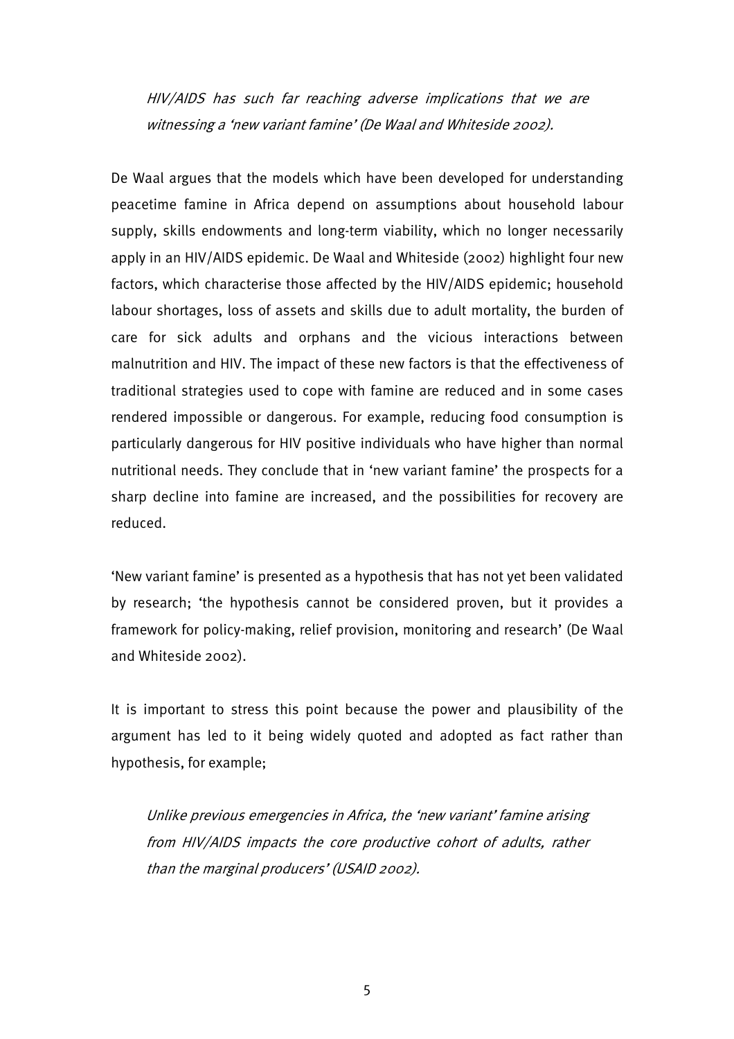> *HIV/AIDS has such far reaching adverse implications that we are witnessing a 'new variant famine' (De Waal and Whiteside 2002).*

De Waal argues that the models which have been developed for understanding peacetime famine in Africa depend on assumptions about household labour supply, skills endowments and long-term viability, which no longer necessarily apply in an HIV/AIDS epidemic. De Waal and Whiteside (2002) highlight four new factors, which characterise those affected by the HIV/AIDS epidemic; household labour shortages, loss of assets and skills due to adult mortality, the burden of care for sick adults and orphans and the vicious interactions between malnutrition and HIV. The impact of these new factors is that the effectiveness of traditional strategies used to cope with famine are reduced and in some cases rendered impossible or dangerous. For example, reducing food consumption is particularly dangerous for HIV positive individuals who have higher than normal nutritional needs. They conclude that in 'new variant famine' the prospects for a sharp decline into famine are increased, and the possibilities for recovery are reduced.

'New variant famine' is presented as a hypothesis that has not yet been validated by research; 'the hypothesis cannot be considered proven, but it provides a framework for policy-making, relief provision, monitoring and research' (De Waal and Whiteside 2002).

It is important to stress this point because the power and plausibility of the argument has led to it being widely quoted and adopted as fact rather than hypothesis, for example;

> *Unlike previous emergencies in Africa, the 'new variant' famine arising from HIV/AIDS impacts the core productive cohort of adults, rather than the marginal producers' (USAID 2002).*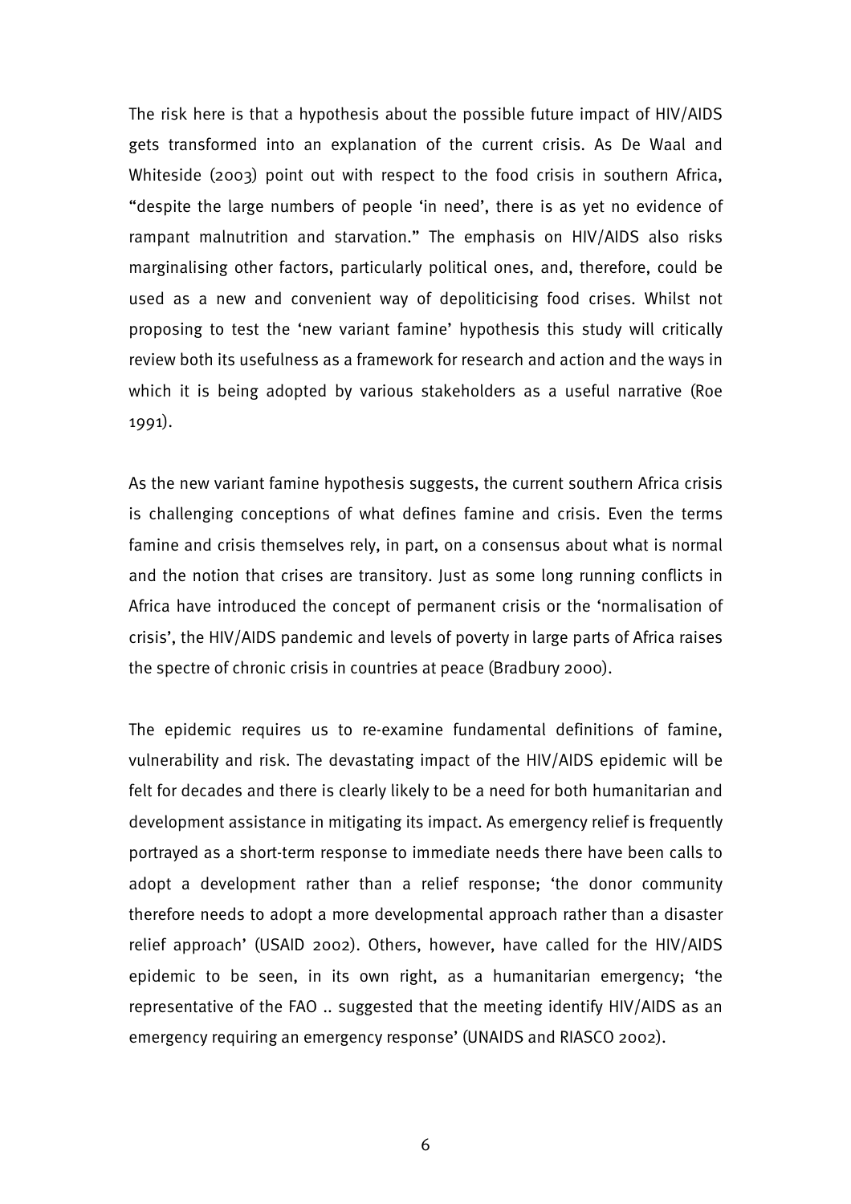The risk here is that a hypothesis about the possible future impact of HIV/AIDS gets transformed into an explanation of the current crisis. As De Waal and Whiteside (2003) point out with respect to the food crisis in southern Africa, "despite the large numbers of people 'in need', there is as yet no evidence of rampant malnutrition and starvation." The emphasis on HIV/AIDS also risks marginalising other factors, particularly political ones, and, therefore, could be used as a new and convenient way of depoliticising food crises. Whilst not proposing to test the 'new variant famine' hypothesis this study will critically review both its usefulness as a framework for research and action and the ways in which it is being adopted by various stakeholders as a useful narrative (Roe 1991).

As the new variant famine hypothesis suggests, the current southern Africa crisis is challenging conceptions of what defines famine and crisis. Even the terms famine and crisis themselves rely, in part, on a consensus about what is normal and the notion that crises are transitory. Just as some long running conflicts in Africa have introduced the concept of permanent crisis or the 'normalisation of crisis', the HIV/AIDS pandemic and levels of poverty in large parts of Africa raises the spectre of chronic crisis in countries at peace (Bradbury 2000).

The epidemic requires us to re-examine fundamental definitions of famine, vulnerability and risk. The devastating impact of the HIV/AIDS epidemic will be felt for decades and there is clearly likely to be a need for both humanitarian and development assistance in mitigating its impact. As emergency relief is frequently portrayed as a short-term response to immediate needs there have been calls to adopt a development rather than a relief response; 'the donor community therefore needs to adopt a more developmental approach rather than a disaster relief approach' (USAID 2002). Others, however, have called for the HIV/AIDS epidemic to be seen, in its own right, as a humanitarian emergency; 'the representative of the FAO .. suggested that the meeting identify HIV/AIDS as an emergency requiring an emergency response' (UNAIDS and RIASCO 2002).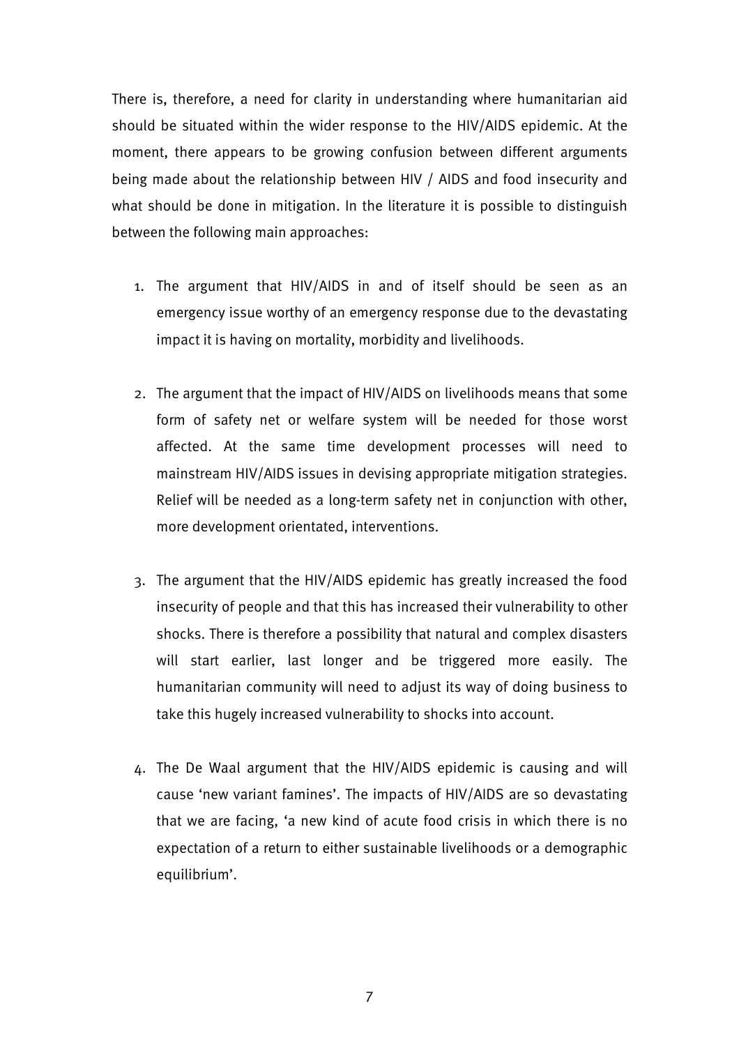There is, therefore, a need for clarity in understanding where humanitarian aid should be situated within the wider response to the HIV/AIDS epidemic. At the moment, there appears to be growing confusion between different arguments being made about the relationship between HIV / AIDS and food insecurity and what should be done in mitigation. In the literature it is possible to distinguish between the following main approaches:

1. The argument that HIV/AIDS in and of itself should be seen as an emergency issue worthy of an emergency response due to the devastating impact it is having on mortality, morbidity and livelihoods.

2. The argument that the impact of HIV/AIDS on livelihoods means that some form of safety net or welfare system will be needed for those worst affected. At the same time development processes will need to mainstream HIV/AIDS issues in devising appropriate mitigation strategies. Relief will be needed as a long-term safety net in conjunction with other, more development orientated, interventions.

3. The argument that the HIV/AIDS epidemic has greatly increased the food insecurity of people and that this has increased their vulnerability to other shocks. There is therefore a possibility that natural and complex disasters will start earlier, last longer and be triggered more easily. The humanitarian community will need to adjust its way of doing business to take this hugely increased vulnerability to shocks into account.

4. The De Waal argument that the HIV/AIDS epidemic is causing and will cause 'new variant famines'. The impacts of HIV/AIDS are so devastating that we are facing, 'a new kind of acute food crisis in which there is no expectation of a return to either sustainable livelihoods or a demographic equilibrium'.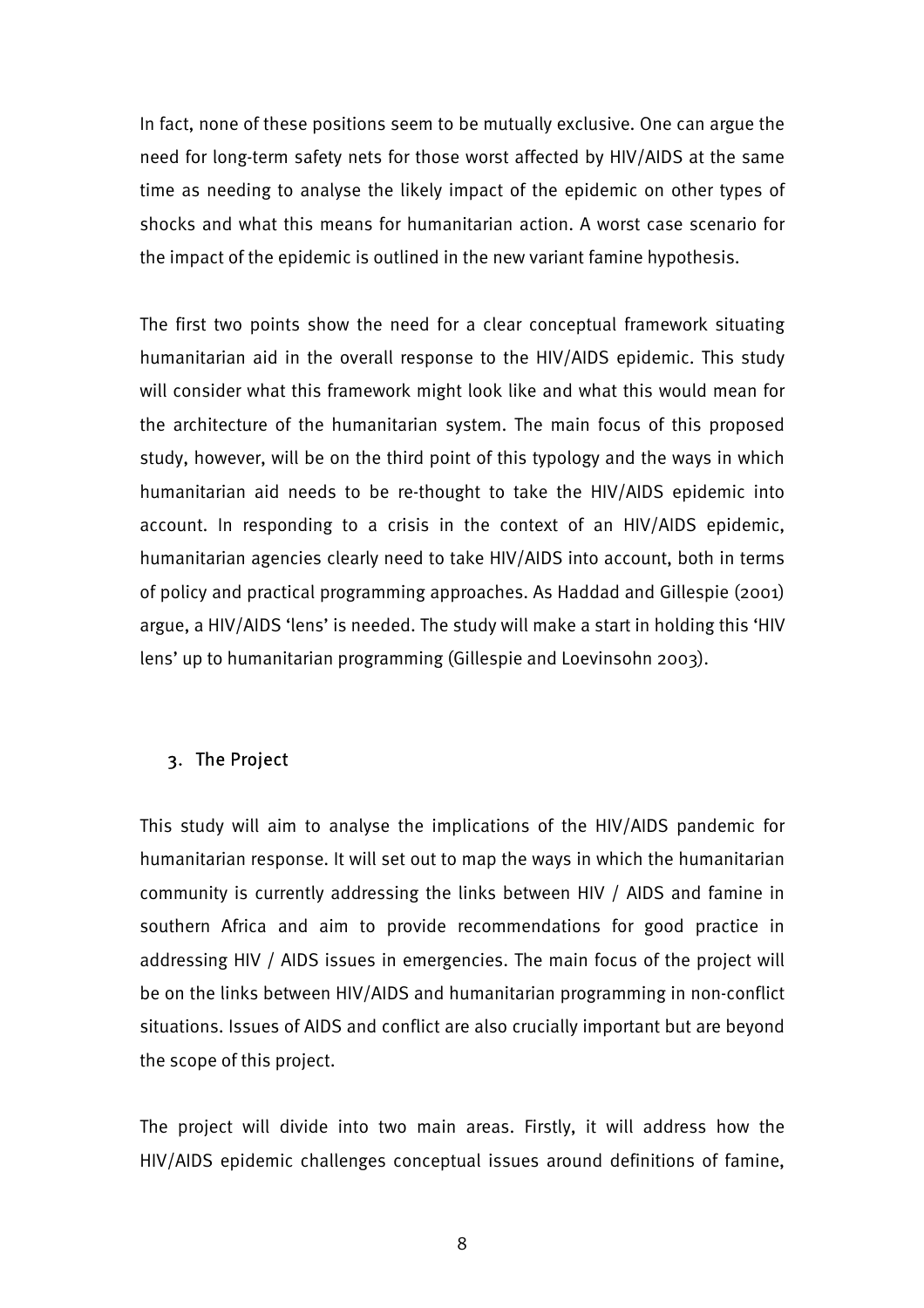In fact, none of these positions seem to be mutually exclusive. One can argue the need for long-term safety nets for those worst affected by HIV/AIDS at the same time as needing to analyse the likely impact of the epidemic on other types of shocks and what this means for humanitarian action. A worst case scenario for the impact of the epidemic is outlined in the new variant famine hypothesis.

The first two points show the need for a clear conceptual framework situating humanitarian aid in the overall response to the HIV/AIDS epidemic. This study will consider what this framework might look like and what this would mean for the architecture of the humanitarian system. The main focus of this proposed study, however, will be on the third point of this typology and the ways in which humanitarian aid needs to be re-thought to take the HIV/AIDS epidemic into account. In responding to a crisis in the context of an HIV/AIDS epidemic, humanitarian agencies clearly need to take HIV/AIDS into account, both in terms of policy and practical programming approaches. As Haddad and Gillespie (2001) argue, a HIV/AIDS 'lens' is needed. The study will make a start in holding this 'HIV lens' up to humanitarian programming (Gillespie and Loevinsohn 2003).

## 3. The Project

This study will aim to analyse the implications of the HIV/AIDS pandemic for humanitarian response. It will set out to map the ways in which the humanitarian community is currently addressing the links between HIV / AIDS and famine in southern Africa and aim to provide recommendations for good practice in addressing HIV / AIDS issues in emergencies. The main focus of the project will be on the links between HIV/AIDS and humanitarian programming in non-conflict situations. Issues of AIDS and conflict are also crucially important but are beyond the scope of this project.

The project will divide into two main areas. Firstly, it will address how the HIV/AIDS epidemic challenges conceptual issues around definitions of famine,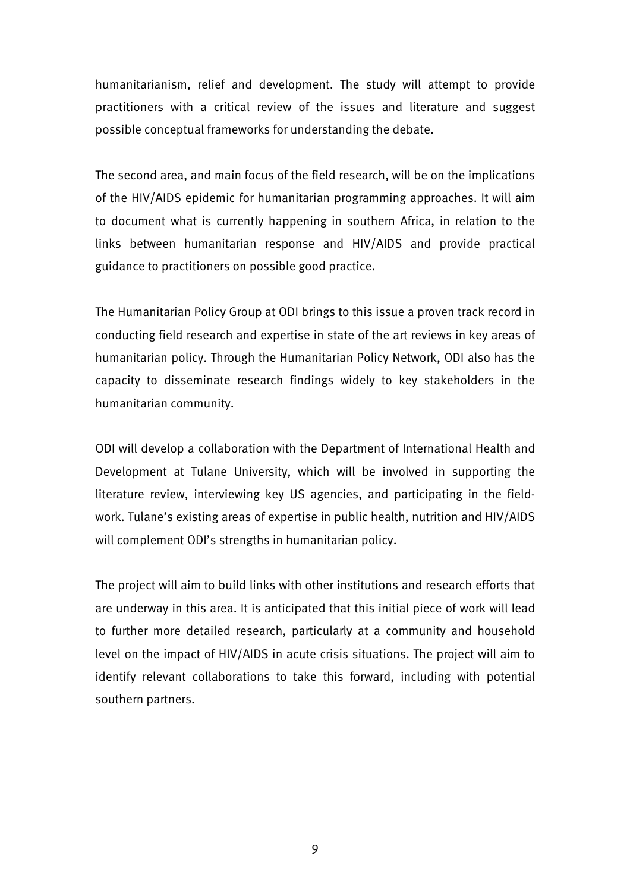humanitarianism, relief and development. The study will attempt to provide practitioners with a critical review of the issues and literature and suggest possible conceptual frameworks for understanding the debate.

The second area, and main focus of the field research, will be on the implications of the HIV/AIDS epidemic for humanitarian programming approaches. It will aim to document what is currently happening in southern Africa, in relation to the links between humanitarian response and HIV/AIDS and provide practical guidance to practitioners on possible good practice.

The Humanitarian Policy Group at ODI brings to this issue a proven track record in conducting field research and expertise in state of the art reviews in key areas of humanitarian policy. Through the Humanitarian Policy Network, ODI also has the capacity to disseminate research findings widely to key stakeholders in the humanitarian community.

ODI will develop a collaboration with the Department of International Health and Development at Tulane University, which will be involved in supporting the literature review, interviewing key US agencies, and participating in the field-work. Tulane's existing areas of expertise in public health, nutrition and HIV/AIDS will complement ODI's strengths in humanitarian policy.

The project will aim to build links with other institutions and research efforts that are underway in this area. It is anticipated that this initial piece of work will lead to further more detailed research, particularly at a community and household level on the impact of HIV/AIDS in acute crisis situations. The project will aim to identify relevant collaborations to take this forward, including with potential southern partners.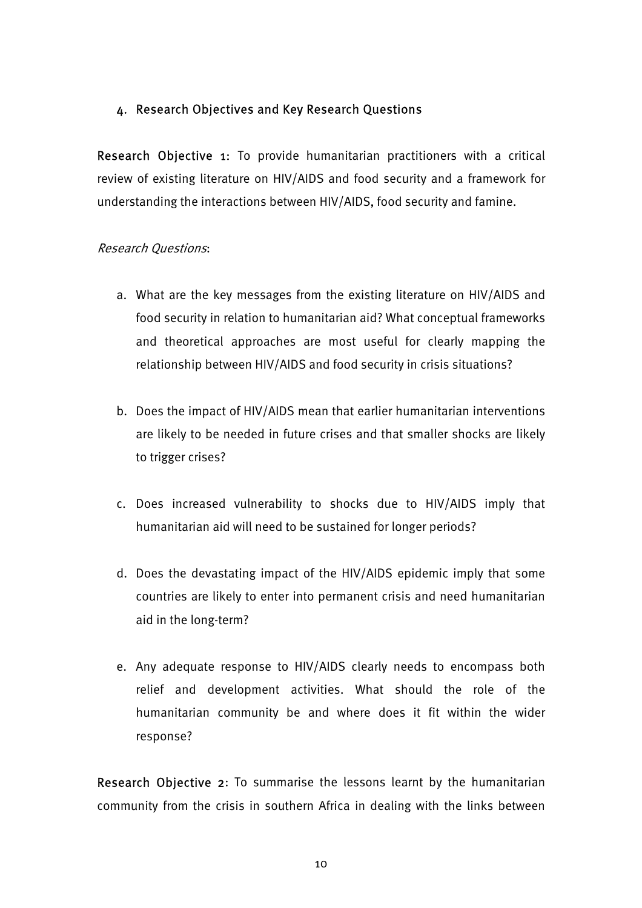## 4. Research Objectives and Key Research Questions

**Research Objective 1:** To provide humanitarian practitioners with a critical review of existing literature on HIV/AIDS and food security and a framework for understanding the interactions between HIV/AIDS, food security and famine.

*Research Questions*:

a. What are the key messages from the existing literature on HIV/AIDS and food security in relation to humanitarian aid? What conceptual frameworks and theoretical approaches are most useful for clearly mapping the relationship between HIV/AIDS and food security in crisis situations?

b. Does the impact of HIV/AIDS mean that earlier humanitarian interventions are likely to be needed in future crises and that smaller shocks are likely to trigger crises?

c. Does increased vulnerability to shocks due to HIV/AIDS imply that humanitarian aid will need to be sustained for longer periods?

d. Does the devastating impact of the HIV/AIDS epidemic imply that some countries are likely to enter into permanent crisis and need humanitarian aid in the long-term?

e. Any adequate response to HIV/AIDS clearly needs to encompass both relief and development activities. What should the role of the humanitarian community be and where does it fit within the wider response?

**Research Objective 2:** To summarise the lessons learnt by the humanitarian community from the crisis in southern Africa in dealing with the links between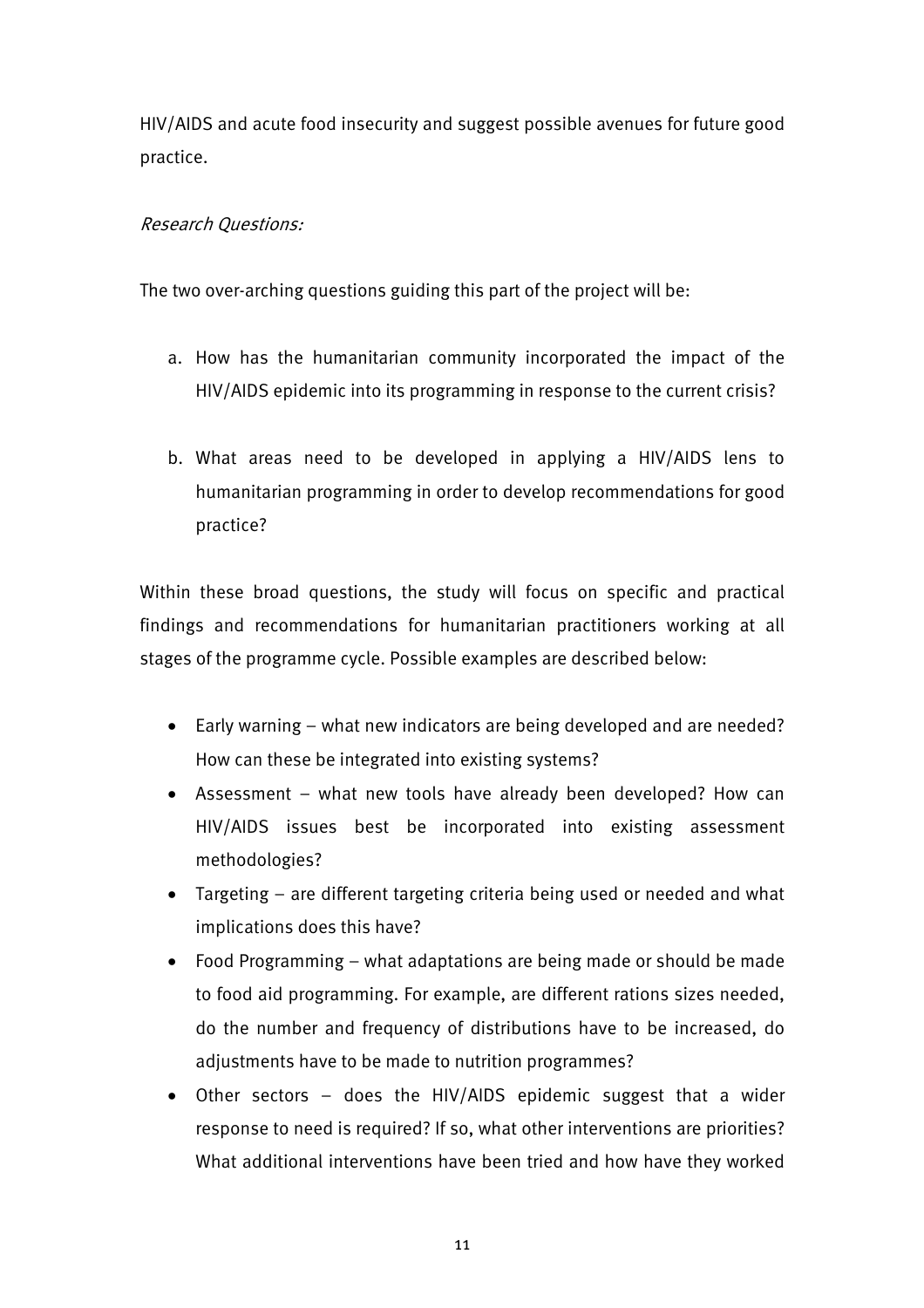HIV/AIDS and acute food insecurity and suggest possible avenues for future good practice.

*Research Questions:*

The two over-arching questions guiding this part of the project will be:

a. How has the humanitarian community incorporated the impact of the HIV/AIDS epidemic into its programming in response to the current crisis?

b. What areas need to be developed in applying a HIV/AIDS lens to humanitarian programming in order to develop recommendations for good practice?

Within these broad questions, the study will focus on specific and practical findings and recommendations for humanitarian practitioners working at all stages of the programme cycle. Possible examples are described below:

- Early warning – what new indicators are being developed and are needed? How can these be integrated into existing systems?
- Assessment – what new tools have already been developed? How can HIV/AIDS issues best be incorporated into existing assessment methodologies?
- Targeting – are different targeting criteria being used or needed and what implications does this have?
- Food Programming – what adaptations are being made or should be made to food aid programming. For example, are different rations sizes needed, do the number and frequency of distributions have to be increased, do adjustments have to be made to nutrition programmes?
- Other sectors – does the HIV/AIDS epidemic suggest that a wider response to need is required? If so, what other interventions are priorities? What additional interventions have been tried and how have they worked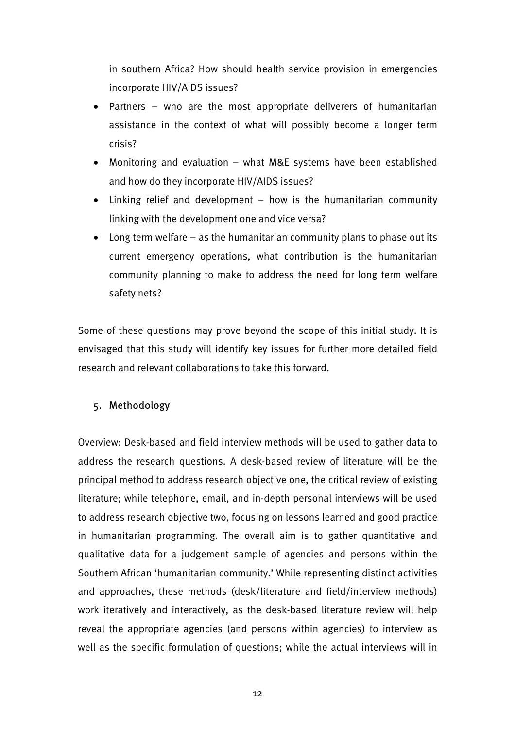in southern Africa? How should health service provision in emergencies incorporate HIV/AIDS issues?

- Partners – who are the most appropriate deliverers of humanitarian assistance in the context of what will possibly become a longer term crisis?
- Monitoring and evaluation – what M&E systems have been established and how do they incorporate HIV/AIDS issues?
- Linking relief and development – how is the humanitarian community linking with the development one and vice versa?
- Long term welfare – as the humanitarian community plans to phase out its current emergency operations, what contribution is the humanitarian community planning to make to address the need for long term welfare safety nets?

Some of these questions may prove beyond the scope of this initial study. It is envisaged that this study will identify key issues for further more detailed field research and relevant collaborations to take this forward.

## 5. Methodology

Overview: Desk-based and field interview methods will be used to gather data to address the research questions. A desk-based review of literature will be the principal method to address research objective one, the critical review of existing literature; while telephone, email, and in-depth personal interviews will be used to address research objective two, focusing on lessons learned and good practice in humanitarian programming. The overall aim is to gather quantitative and qualitative data for a judgement sample of agencies and persons within the Southern African 'humanitarian community.' While representing distinct activities and approaches, these methods (desk/literature and field/interview methods) work iteratively and interactively, as the desk-based literature review will help reveal the appropriate agencies (and persons within agencies) to interview as well as the specific formulation of questions; while the actual interviews will in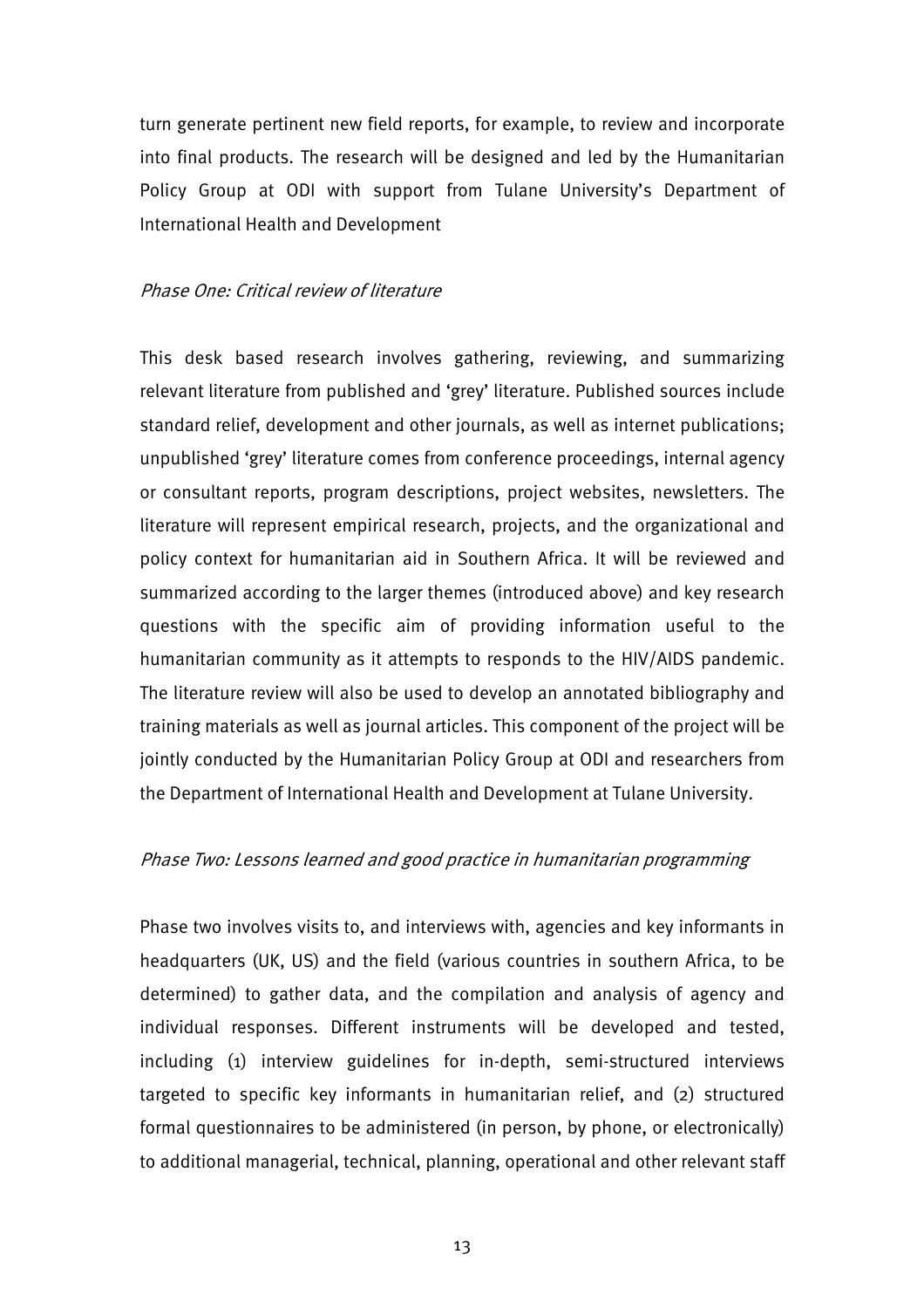turn generate pertinent new field reports, for example, to review and incorporate into final products. The research will be designed and led by the Humanitarian Policy Group at ODI with support from Tulane University's Department of International Health and Development

*Phase One: Critical review of literature*

This desk based research involves gathering, reviewing, and summarizing relevant literature from published and 'grey' literature. Published sources include standard relief, development and other journals, as well as internet publications; unpublished 'grey' literature comes from conference proceedings, internal agency or consultant reports, program descriptions, project websites, newsletters. The literature will represent empirical research, projects, and the organizational and policy context for humanitarian aid in Southern Africa. It will be reviewed and summarized according to the larger themes (introduced above) and key research questions with the specific aim of providing information useful to the humanitarian community as it attempts to responds to the HIV/AIDS pandemic. The literature review will also be used to develop an annotated bibliography and training materials as well as journal articles. This component of the project will be jointly conducted by the Humanitarian Policy Group at ODI and researchers from the Department of International Health and Development at Tulane University.

*Phase Two: Lessons learned and good practice in humanitarian programming*

Phase two involves visits to, and interviews with, agencies and key informants in headquarters (UK, US) and the field (various countries in southern Africa, to be determined) to gather data, and the compilation and analysis of agency and individual responses. Different instruments will be developed and tested, including (1) interview guidelines for in-depth, semi-structured interviews targeted to specific key informants in humanitarian relief, and (2) structured formal questionnaires to be administered (in person, by phone, or electronically) to additional managerial, technical, planning, operational and other relevant staff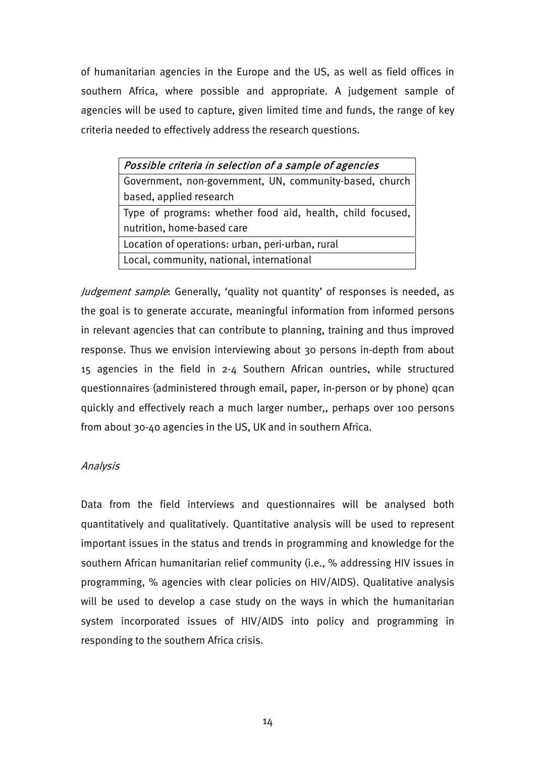of humanitarian agencies in the Europe and the US, as well as field offices in southern Africa, where possible and appropriate. A judgement sample of agencies will be used to capture, given limited time and funds, the range of key criteria needed to effectively address the research questions.

| *Possible criteria in selection of a sample of agencies* |
|---|
| Government, non-government, UN, community-based, church based, applied research |
| Type of programs: whether food aid, health, child focused, nutrition, home-based care |
| Location of operations: urban, peri-urban, rural |
| Local, community, national, international |

*Judgement sample*: Generally, 'quality not quantity' of responses is needed, as the goal is to generate accurate, meaningful information from informed persons in relevant agencies that can contribute to planning, training and thus improved response. Thus we envision interviewing about 30 persons in-depth from about 15 agencies in the field in 2-4 Southern African ountries, while structured questionnaires (administered through email, paper, in-person or by phone) qcan quickly and effectively reach a much larger number,, perhaps over 100 persons from about 30-40 agencies in the US, UK and in southern Africa.

*Analysis*

Data from the field interviews and questionnaires will be analysed both quantitatively and qualitatively. Quantitative analysis will be used to represent important issues in the status and trends in programming and knowledge for the southern African humanitarian relief community (i.e., % addressing HIV issues in programming, % agencies with clear policies on HIV/AIDS). Qualitative analysis will be used to develop a case study on the ways in which the humanitarian system incorporated issues of HIV/AIDS into policy and programming in responding to the southern Africa crisis.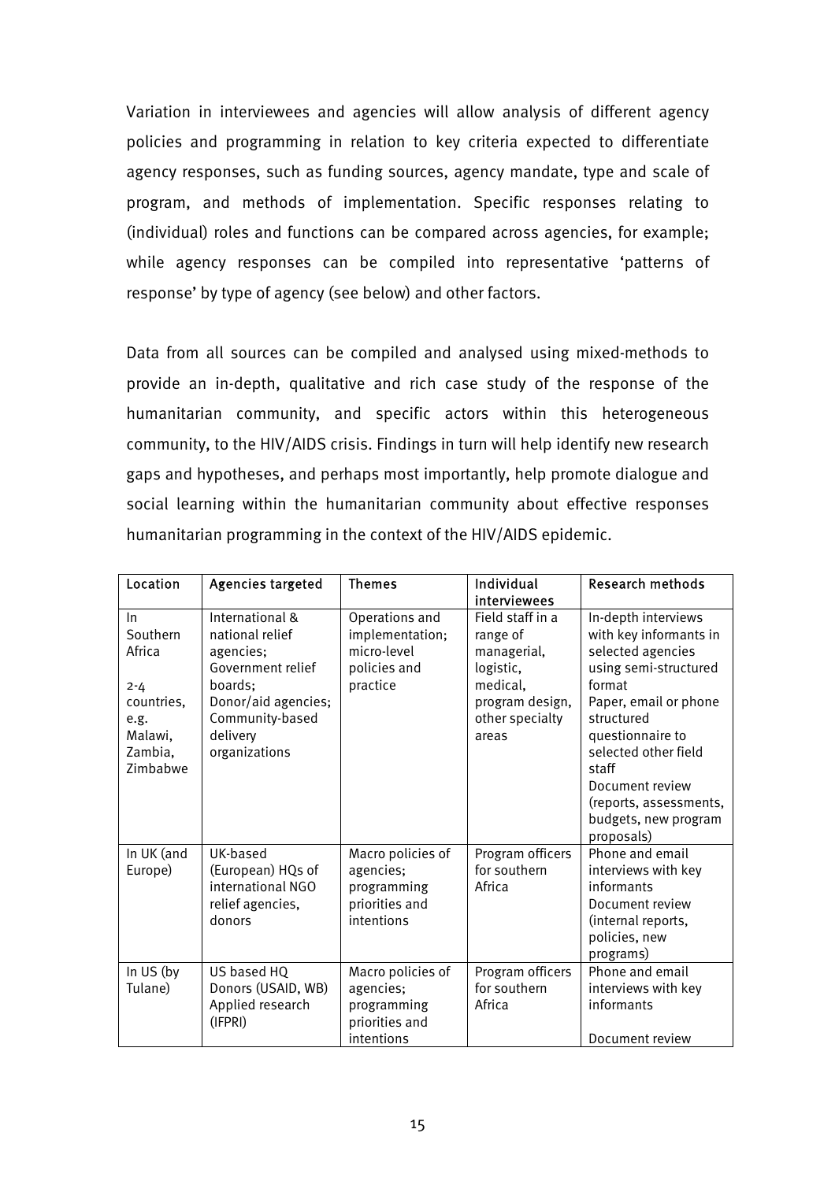Variation in interviewees and agencies will allow analysis of different agency policies and programming in relation to key criteria expected to differentiate agency responses, such as funding sources, agency mandate, type and scale of program, and methods of implementation. Specific responses relating to (individual) roles and functions can be compared across agencies, for example; while agency responses can be compiled into representative 'patterns of response' by type of agency (see below) and other factors.

Data from all sources can be compiled and analysed using mixed-methods to provide an in-depth, qualitative and rich case study of the response of the humanitarian community, and specific actors within this heterogeneous community, to the HIV/AIDS crisis. Findings in turn will help identify new research gaps and hypotheses, and perhaps most importantly, help promote dialogue and social learning within the humanitarian community about effective responses humanitarian programming in the context of the HIV/AIDS epidemic.

| Location | Agencies targeted | Themes | Individual interviewees | Research methods |
|---|---|---|---|---|
| In Southern Africa<br><br>2-4 countries, e.g. Malawi, Zambia, Zimbabwe | International & national relief agencies;<br>Government relief boards;<br>Donor/aid agencies;<br>Community-based delivery organizations | Operations and implementation; micro-level policies and practice | Field staff in a range of managerial, logistic, medical, program design, other specialty areas | In-depth interviews with key informants in selected agencies using semi-structured format<br>Paper, email or phone structured questionnaire to selected other field staff<br>Document review (reports, assessments, budgets, new program proposals) |
| In UK (and Europe) | UK-based (European) HQs of international NGO relief agencies, donors | Macro policies of agencies; programming priorities and intentions | Program officers for southern Africa | Phone and email interviews with key informants<br>Document review (internal reports, policies, new programs) |
| In US (by Tulane) | US based HQ<br>Donors (USAID, WB)<br>Applied research (IFPRI) | Macro policies of agencies; programming priorities and intentions | Program officers for southern Africa | Phone and email interviews with key informants<br><br>Document review |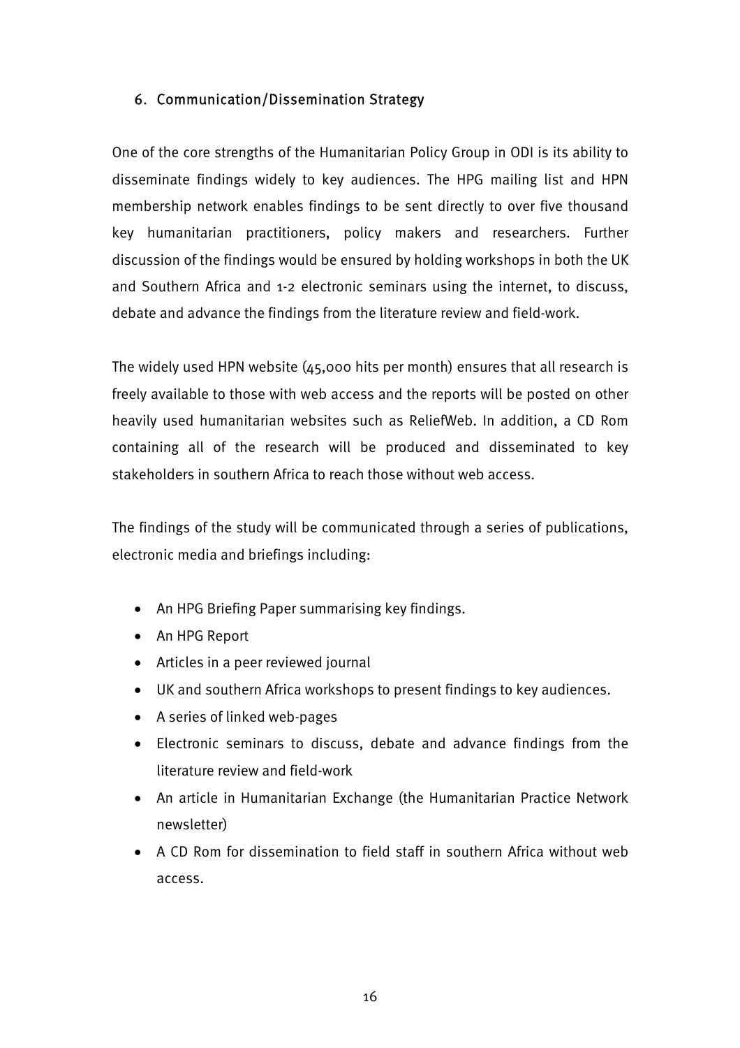## 6. Communication/Dissemination Strategy

One of the core strengths of the Humanitarian Policy Group in ODI is its ability to disseminate findings widely to key audiences. The HPG mailing list and HPN membership network enables findings to be sent directly to over five thousand key humanitarian practitioners, policy makers and researchers. Further discussion of the findings would be ensured by holding workshops in both the UK and Southern Africa and 1-2 electronic seminars using the internet, to discuss, debate and advance the findings from the literature review and field-work.

The widely used HPN website (45,000 hits per month) ensures that all research is freely available to those with web access and the reports will be posted on other heavily used humanitarian websites such as ReliefWeb. In addition, a CD Rom containing all of the research will be produced and disseminated to key stakeholders in southern Africa to reach those without web access.

The findings of the study will be communicated through a series of publications, electronic media and briefings including:

- An HPG Briefing Paper summarising key findings.
- An HPG Report
- Articles in a peer reviewed journal
- UK and southern Africa workshops to present findings to key audiences.
- A series of linked web-pages
- Electronic seminars to discuss, debate and advance findings from the literature review and field-work
- An article in Humanitarian Exchange (the Humanitarian Practice Network newsletter)
- A CD Rom for dissemination to field staff in southern Africa without web access.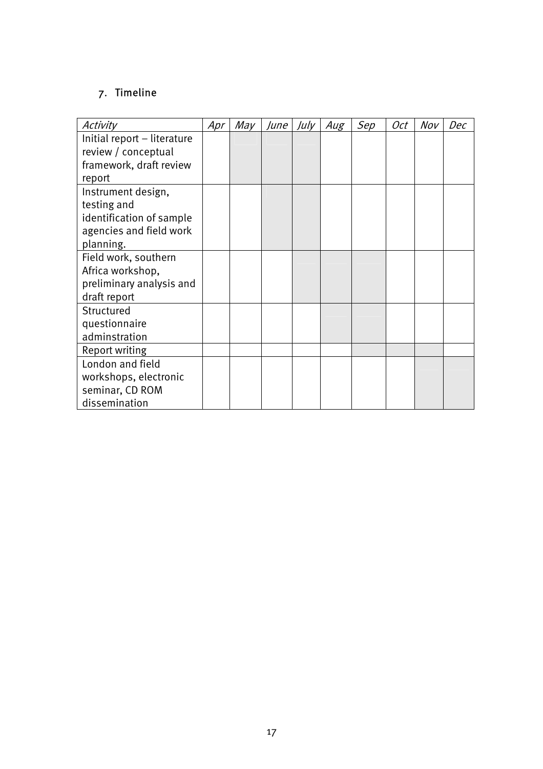## 7. Timeline

| *Activity* | *Apr* | *May* | *June* | *July* | *Aug* | *Sep* | *Oct* | *Nov* | *Dec* |
|---|---|---|---|---|---|---|---|---|---|
| Initial report – literature review / conceptual framework, draft review report | | | | | | | | | |
| Instrument design, testing and identification of sample agencies and field work planning. | | | | | | | | | |
| Field work, southern Africa workshop, preliminary analysis and draft report | | | | | | | | | |
| Structured questionnaire adminstration | | | | | | | | | |
| Report writing | | | | | | | | | |
| London and field workshops, electronic seminar, CD ROM dissemination | | | | | | | | | |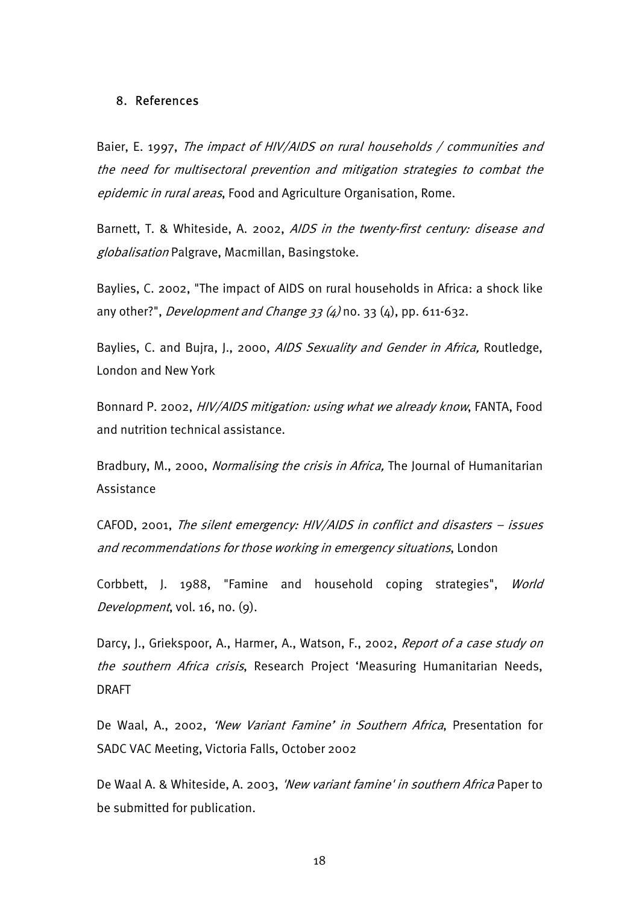## 8. References

Baier, E. 1997, *The impact of HIV/AIDS on rural households / communities and the need for multisectoral prevention and mitigation strategies to combat the epidemic in rural areas*, Food and Agriculture Organisation, Rome.

Barnett, T. & Whiteside, A. 2002, *AIDS in the twenty-first century: disease and globalisation* Palgrave, Macmillan, Basingstoke.

Baylies, C. 2002, "The impact of AIDS on rural households in Africa: a shock like any other?", *Development and Change 33 (4)* no. 33 (4), pp. 611-632.

Baylies, C. and Bujra, J., 2000, *AIDS Sexuality and Gender in Africa,* Routledge, London and New York

Bonnard P. 2002, *HIV/AIDS mitigation: using what we already know*, FANTA, Food and nutrition technical assistance.

Bradbury, M., 2000, *Normalising the crisis in Africa,* The Journal of Humanitarian Assistance

CAFOD, 2001, *The silent emergency: HIV/AIDS in conflict and disasters – issues and recommendations for those working in emergency situations*, London

Corbbett, J. 1988, "Famine and household coping strategies", *World Development*, vol. 16, no. (9).

Darcy, J., Griekspoor, A., Harmer, A., Watson, F., 2002, *Report of a case study on the southern Africa crisis*, Research Project 'Measuring Humanitarian Needs, DRAFT

De Waal, A., 2002, *'New Variant Famine' in Southern Africa*, Presentation for SADC VAC Meeting, Victoria Falls, October 2002

De Waal A. & Whiteside, A. 2003, *'New variant famine' in southern Africa* Paper to be submitted for publication.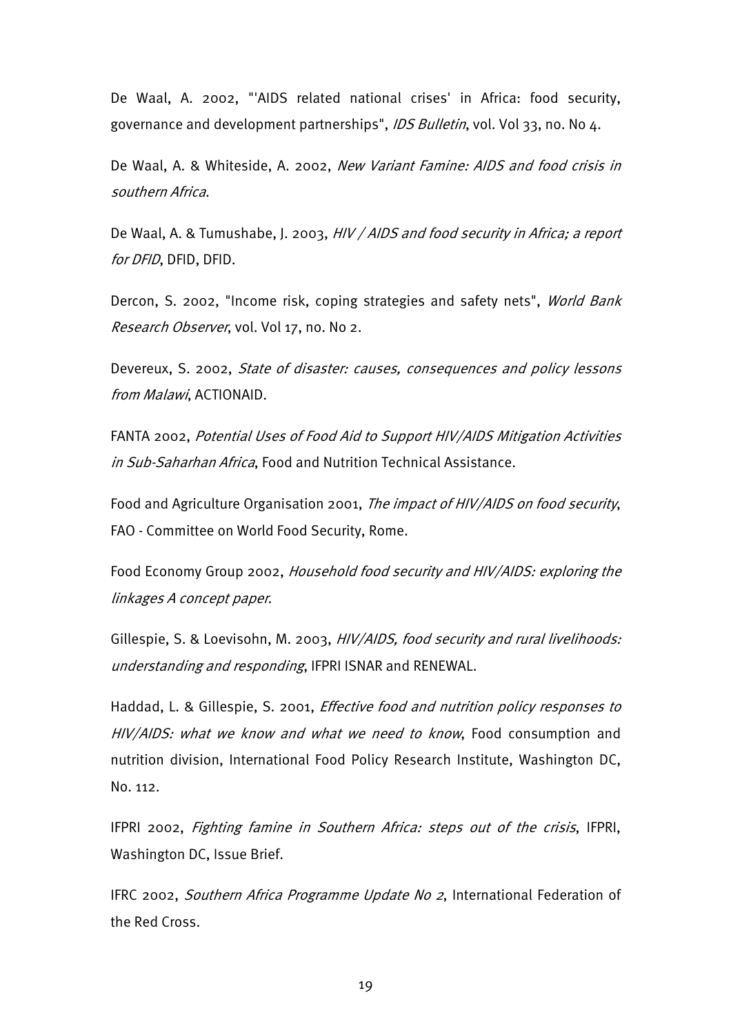De Waal, A. 2002, "'AIDS related national crises' in Africa: food security, governance and development partnerships", *IDS Bulletin*, vol. Vol 33, no. No 4.

De Waal, A. & Whiteside, A. 2002, *New Variant Famine: AIDS and food crisis in southern Africa*.

De Waal, A. & Tumushabe, J. 2003, *HIV / AIDS and food security in Africa; a report for DFID*, DFID, DFID.

Dercon, S. 2002, "Income risk, coping strategies and safety nets", *World Bank Research Observer*, vol. Vol 17, no. No 2.

Devereux, S. 2002, *State of disaster: causes, consequences and policy lessons from Malawi*, ACTIONAID.

FANTA 2002, *Potential Uses of Food Aid to Support HIV/AIDS Mitigation Activities in Sub-Saharhan Africa*, Food and Nutrition Technical Assistance.

Food and Agriculture Organisation 2001, *The impact of HIV/AIDS on food security*, FAO - Committee on World Food Security, Rome.

Food Economy Group 2002, *Household food security and HIV/AIDS: exploring the linkages A concept paper*.

Gillespie, S. & Loevisohn, M. 2003, *HIV/AIDS, food security and rural livelihoods: understanding and responding*, IFPRI ISNAR and RENEWAL.

Haddad, L. & Gillespie, S. 2001, *Effective food and nutrition policy responses to HIV/AIDS: what we know and what we need to know*, Food consumption and nutrition division, International Food Policy Research Institute, Washington DC, No. 112.

IFPRI 2002, *Fighting famine in Southern Africa: steps out of the crisis*, IFPRI, Washington DC, Issue Brief.

IFRC 2002, *Southern Africa Programme Update No 2*, International Federation of the Red Cross.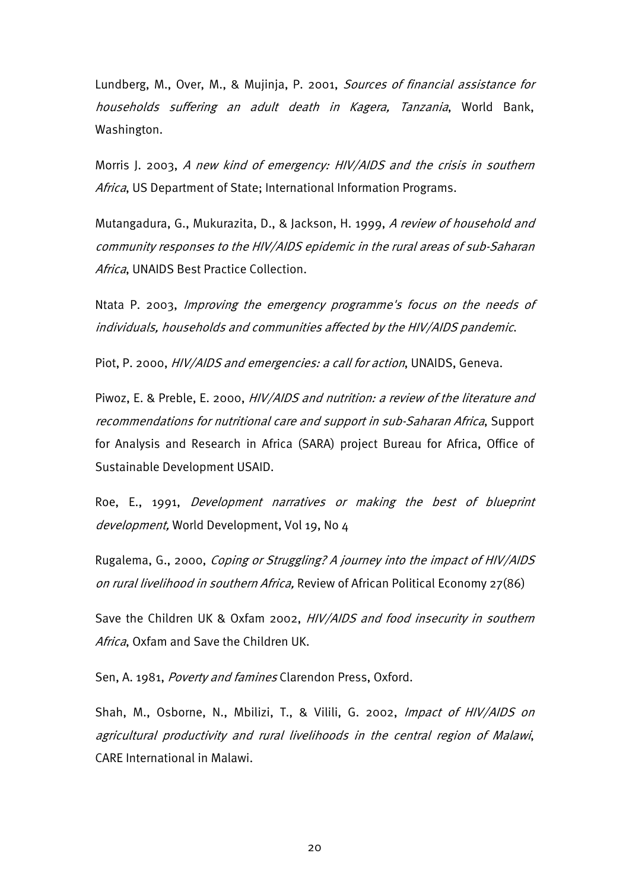Lundberg, M., Over, M., & Mujinja, P. 2001, *Sources of financial assistance for households suffering an adult death in Kagera, Tanzania*, World Bank, Washington.

Morris J. 2003, *A new kind of emergency: HIV/AIDS and the crisis in southern Africa*, US Department of State; International Information Programs.

Mutangadura, G., Mukurazita, D., & Jackson, H. 1999, *A review of household and community responses to the HIV/AIDS epidemic in the rural areas of sub-Saharan Africa*, UNAIDS Best Practice Collection.

Ntata P. 2003, *Improving the emergency programme's focus on the needs of individuals, households and communities affected by the HIV/AIDS pandemic*.

Piot, P. 2000, *HIV/AIDS and emergencies: a call for action*, UNAIDS, Geneva.

Piwoz, E. & Preble, E. 2000, *HIV/AIDS and nutrition: a review of the literature and recommendations for nutritional care and support in sub-Saharan Africa*, Support for Analysis and Research in Africa (SARA) project Bureau for Africa, Office of Sustainable Development USAID.

Roe, E., 1991, *Development narratives or making the best of blueprint development,* World Development, Vol 19, No 4

Rugalema, G., 2000, *Coping or Struggling? A journey into the impact of HIV/AIDS on rural livelihood in southern Africa,* Review of African Political Economy 27(86)

Save the Children UK & Oxfam 2002, *HIV/AIDS and food insecurity in southern Africa*, Oxfam and Save the Children UK.

Sen, A. 1981, *Poverty and famines* Clarendon Press, Oxford.

Shah, M., Osborne, N., Mbilizi, T., & Vilili, G. 2002, *Impact of HIV/AIDS on agricultural productivity and rural livelihoods in the central region of Malawi*, CARE International in Malawi.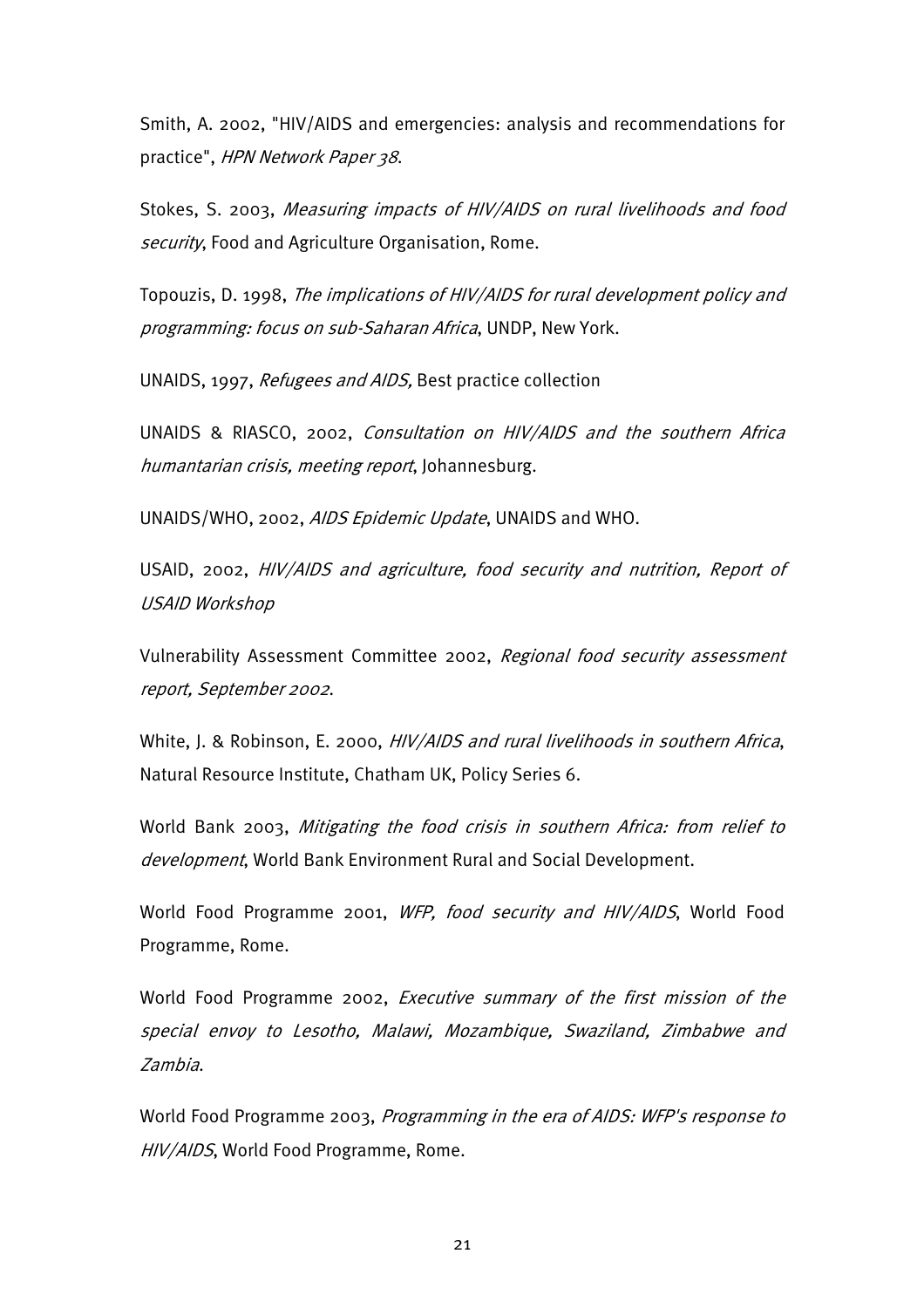Smith, A. 2002, "HIV/AIDS and emergencies: analysis and recommendations for practice", *HPN Network Paper 38*.

Stokes, S. 2003, *Measuring impacts of HIV/AIDS on rural livelihoods and food security*, Food and Agriculture Organisation, Rome.

Topouzis, D. 1998, *The implications of HIV/AIDS for rural development policy and programming: focus on sub-Saharan Africa*, UNDP, New York.

UNAIDS, 1997, *Refugees and AIDS,* Best practice collection

UNAIDS & RIASCO, 2002, *Consultation on HIV/AIDS and the southern Africa humantarian crisis, meeting report*, Johannesburg.

UNAIDS/WHO, 2002, *AIDS Epidemic Update*, UNAIDS and WHO.

USAID, 2002, *HIV/AIDS and agriculture, food security and nutrition, Report of USAID Workshop*

Vulnerability Assessment Committee 2002, *Regional food security assessment report, September 2002*.

White, J. & Robinson, E. 2000, *HIV/AIDS and rural livelihoods in southern Africa*, Natural Resource Institute, Chatham UK, Policy Series 6.

World Bank 2003, *Mitigating the food crisis in southern Africa: from relief to development*, World Bank Environment Rural and Social Development.

World Food Programme 2001, *WFP, food security and HIV/AIDS*, World Food Programme, Rome.

World Food Programme 2002, *Executive summary of the first mission of the special envoy to Lesotho, Malawi, Mozambique, Swaziland, Zimbabwe and Zambia*.

World Food Programme 2003, *Programming in the era of AIDS: WFP's response to HIV/AIDS*, World Food Programme, Rome.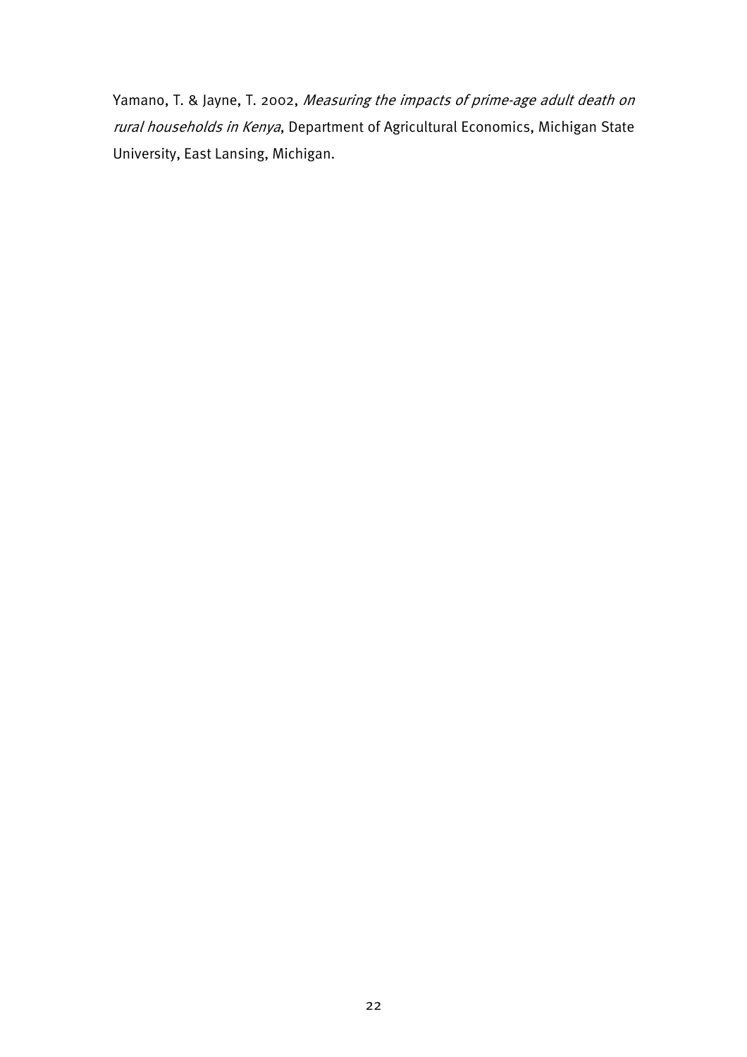Yamano, T. & Jayne, T. 2002, *Measuring the impacts of prime-age adult death on rural households in Kenya*, Department of Agricultural Economics, Michigan State University, East Lansing, Michigan.